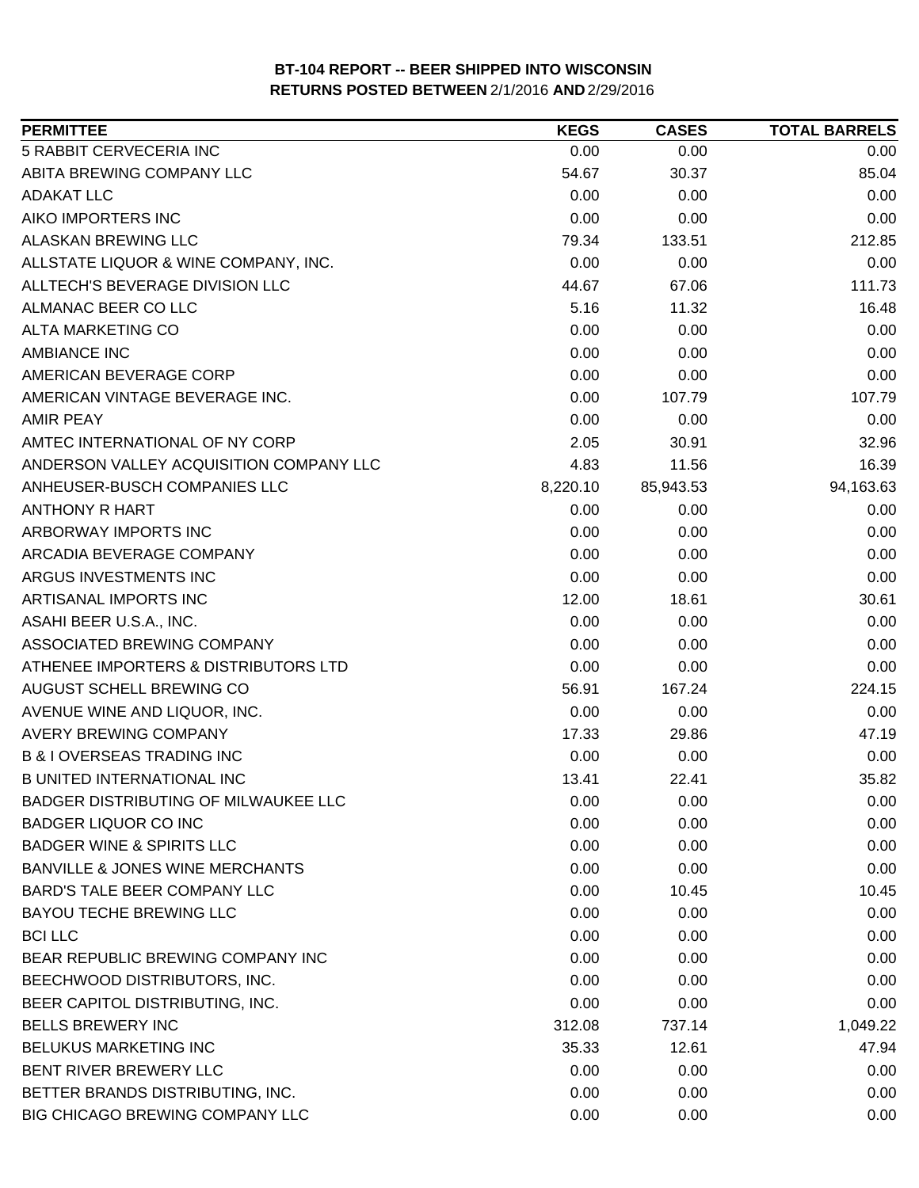**BT-104 REPORT -- BEER SHIPPED INTO WISCONSIN**
**RETURNS POSTED BETWEEN** 2/1/2016 **AND** 2/29/2016

| PERMITTEE | KEGS | CASES | TOTAL BARRELS |
|---|---|---|---|
| 5 RABBIT CERVECERIA INC | 0.00 | 0.00 | 0.00 |
| ABITA BREWING COMPANY LLC | 54.67 | 30.37 | 85.04 |
| ADAKAT LLC | 0.00 | 0.00 | 0.00 |
| AIKO IMPORTERS INC | 0.00 | 0.00 | 0.00 |
| ALASKAN BREWING LLC | 79.34 | 133.51 | 212.85 |
| ALLSTATE LIQUOR & WINE COMPANY, INC. | 0.00 | 0.00 | 0.00 |
| ALLTECH'S BEVERAGE DIVISION LLC | 44.67 | 67.06 | 111.73 |
| ALMANAC BEER CO LLC | 5.16 | 11.32 | 16.48 |
| ALTA MARKETING CO | 0.00 | 0.00 | 0.00 |
| AMBIANCE INC | 0.00 | 0.00 | 0.00 |
| AMERICAN BEVERAGE CORP | 0.00 | 0.00 | 0.00 |
| AMERICAN VINTAGE BEVERAGE INC. | 0.00 | 107.79 | 107.79 |
| AMIR PEAY | 0.00 | 0.00 | 0.00 |
| AMTEC INTERNATIONAL OF NY CORP | 2.05 | 30.91 | 32.96 |
| ANDERSON VALLEY ACQUISITION COMPANY LLC | 4.83 | 11.56 | 16.39 |
| ANHEUSER-BUSCH COMPANIES LLC | 8,220.10 | 85,943.53 | 94,163.63 |
| ANTHONY R HART | 0.00 | 0.00 | 0.00 |
| ARBORWAY IMPORTS INC | 0.00 | 0.00 | 0.00 |
| ARCADIA BEVERAGE COMPANY | 0.00 | 0.00 | 0.00 |
| ARGUS INVESTMENTS INC | 0.00 | 0.00 | 0.00 |
| ARTISANAL IMPORTS INC | 12.00 | 18.61 | 30.61 |
| ASAHI BEER U.S.A., INC. | 0.00 | 0.00 | 0.00 |
| ASSOCIATED BREWING COMPANY | 0.00 | 0.00 | 0.00 |
| ATHENEE IMPORTERS & DISTRIBUTORS LTD | 0.00 | 0.00 | 0.00 |
| AUGUST SCHELL BREWING CO | 56.91 | 167.24 | 224.15 |
| AVENUE WINE AND LIQUOR, INC. | 0.00 | 0.00 | 0.00 |
| AVERY BREWING COMPANY | 17.33 | 29.86 | 47.19 |
| B & I OVERSEAS TRADING INC | 0.00 | 0.00 | 0.00 |
| B UNITED INTERNATIONAL INC | 13.41 | 22.41 | 35.82 |
| BADGER DISTRIBUTING OF MILWAUKEE LLC | 0.00 | 0.00 | 0.00 |
| BADGER LIQUOR CO INC | 0.00 | 0.00 | 0.00 |
| BADGER WINE & SPIRITS LLC | 0.00 | 0.00 | 0.00 |
| BANVILLE & JONES WINE MERCHANTS | 0.00 | 0.00 | 0.00 |
| BARD'S TALE BEER COMPANY LLC | 0.00 | 10.45 | 10.45 |
| BAYOU TECHE BREWING LLC | 0.00 | 0.00 | 0.00 |
| BCI LLC | 0.00 | 0.00 | 0.00 |
| BEAR REPUBLIC BREWING COMPANY INC | 0.00 | 0.00 | 0.00 |
| BEECHWOOD DISTRIBUTORS, INC. | 0.00 | 0.00 | 0.00 |
| BEER CAPITOL DISTRIBUTING, INC. | 0.00 | 0.00 | 0.00 |
| BELLS BREWERY INC | 312.08 | 737.14 | 1,049.22 |
| BELUKUS MARKETING INC | 35.33 | 12.61 | 47.94 |
| BENT RIVER BREWERY LLC | 0.00 | 0.00 | 0.00 |
| BETTER BRANDS DISTRIBUTING, INC. | 0.00 | 0.00 | 0.00 |
| BIG CHICAGO BREWING COMPANY LLC | 0.00 | 0.00 | 0.00 |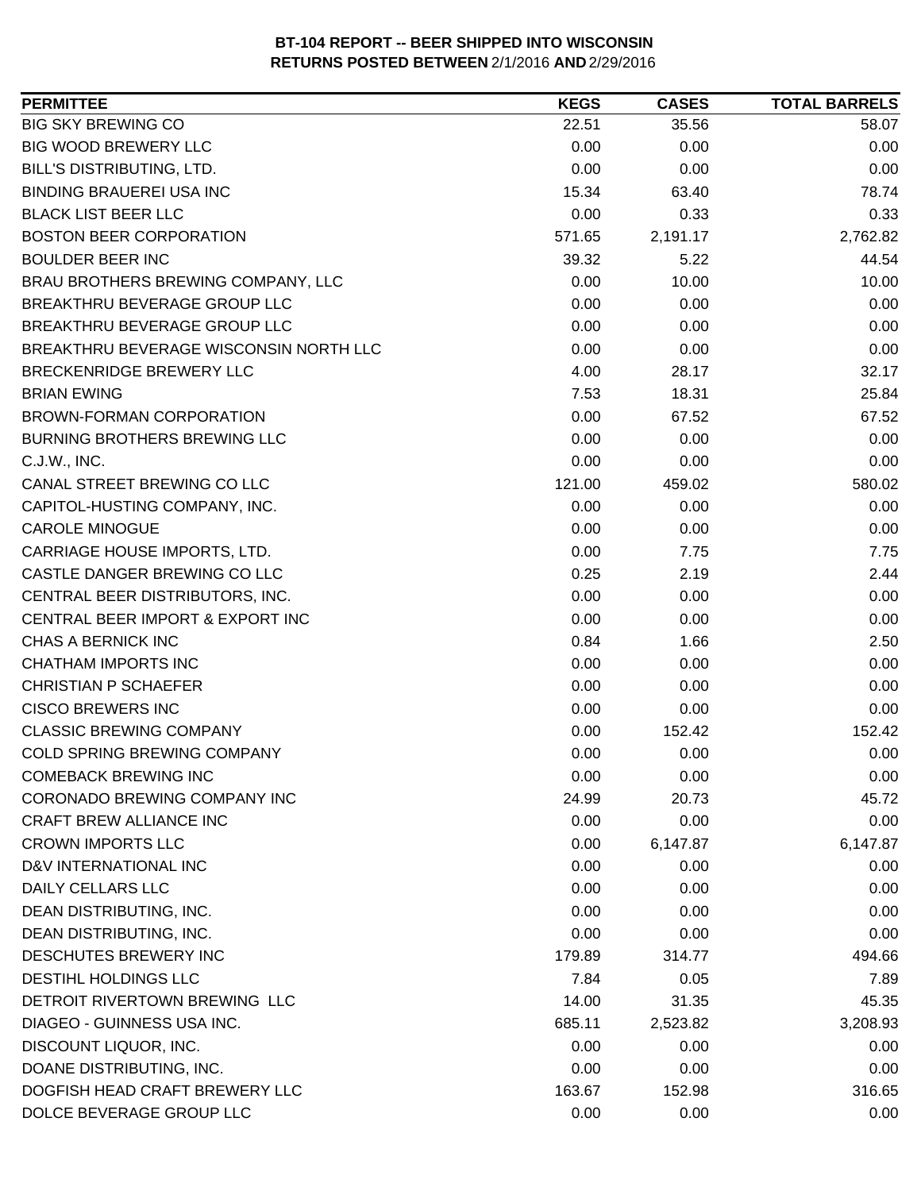**BT-104 REPORT -- BEER SHIPPED INTO WISCONSIN**
**RETURNS POSTED BETWEEN 2/1/2016 AND 2/29/2016**

| PERMITTEE | KEGS | CASES | TOTAL BARRELS |
|---|---|---|---|
| BIG SKY BREWING CO | 22.51 | 35.56 | 58.07 |
| BIG WOOD BREWERY LLC | 0.00 | 0.00 | 0.00 |
| BILL'S DISTRIBUTING, LTD. | 0.00 | 0.00 | 0.00 |
| BINDING BRAUEREI USA INC | 15.34 | 63.40 | 78.74 |
| BLACK LIST BEER LLC | 0.00 | 0.33 | 0.33 |
| BOSTON BEER CORPORATION | 571.65 | 2,191.17 | 2,762.82 |
| BOULDER BEER INC | 39.32 | 5.22 | 44.54 |
| BRAU BROTHERS BREWING COMPANY, LLC | 0.00 | 10.00 | 10.00 |
| BREAKTHRU BEVERAGE GROUP LLC | 0.00 | 0.00 | 0.00 |
| BREAKTHRU BEVERAGE GROUP LLC | 0.00 | 0.00 | 0.00 |
| BREAKTHRU BEVERAGE WISCONSIN NORTH LLC | 0.00 | 0.00 | 0.00 |
| BRECKENRIDGE BREWERY LLC | 4.00 | 28.17 | 32.17 |
| BRIAN EWING | 7.53 | 18.31 | 25.84 |
| BROWN-FORMAN CORPORATION | 0.00 | 67.52 | 67.52 |
| BURNING BROTHERS BREWING LLC | 0.00 | 0.00 | 0.00 |
| C.J.W., INC. | 0.00 | 0.00 | 0.00 |
| CANAL STREET BREWING CO LLC | 121.00 | 459.02 | 580.02 |
| CAPITOL-HUSTING COMPANY, INC. | 0.00 | 0.00 | 0.00 |
| CAROLE MINOGUE | 0.00 | 0.00 | 0.00 |
| CARRIAGE HOUSE IMPORTS, LTD. | 0.00 | 7.75 | 7.75 |
| CASTLE DANGER BREWING CO LLC | 0.25 | 2.19 | 2.44 |
| CENTRAL BEER DISTRIBUTORS, INC. | 0.00 | 0.00 | 0.00 |
| CENTRAL BEER IMPORT & EXPORT INC | 0.00 | 0.00 | 0.00 |
| CHAS A BERNICK INC | 0.84 | 1.66 | 2.50 |
| CHATHAM IMPORTS INC | 0.00 | 0.00 | 0.00 |
| CHRISTIAN P SCHAEFER | 0.00 | 0.00 | 0.00 |
| CISCO BREWERS INC | 0.00 | 0.00 | 0.00 |
| CLASSIC BREWING COMPANY | 0.00 | 152.42 | 152.42 |
| COLD SPRING BREWING COMPANY | 0.00 | 0.00 | 0.00 |
| COMEBACK BREWING INC | 0.00 | 0.00 | 0.00 |
| CORONADO BREWING COMPANY INC | 24.99 | 20.73 | 45.72 |
| CRAFT BREW ALLIANCE INC | 0.00 | 0.00 | 0.00 |
| CROWN IMPORTS LLC | 0.00 | 6,147.87 | 6,147.87 |
| D&V INTERNATIONAL INC | 0.00 | 0.00 | 0.00 |
| DAILY CELLARS LLC | 0.00 | 0.00 | 0.00 |
| DEAN DISTRIBUTING, INC. | 0.00 | 0.00 | 0.00 |
| DEAN DISTRIBUTING, INC. | 0.00 | 0.00 | 0.00 |
| DESCHUTES BREWERY INC | 179.89 | 314.77 | 494.66 |
| DESTIHL HOLDINGS LLC | 7.84 | 0.05 | 7.89 |
| DETROIT RIVERTOWN BREWING LLC | 14.00 | 31.35 | 45.35 |
| DIAGEO - GUINNESS USA INC. | 685.11 | 2,523.82 | 3,208.93 |
| DISCOUNT LIQUOR, INC. | 0.00 | 0.00 | 0.00 |
| DOANE DISTRIBUTING, INC. | 0.00 | 0.00 | 0.00 |
| DOGFISH HEAD CRAFT BREWERY LLC | 163.67 | 152.98 | 316.65 |
| DOLCE BEVERAGE GROUP LLC | 0.00 | 0.00 | 0.00 |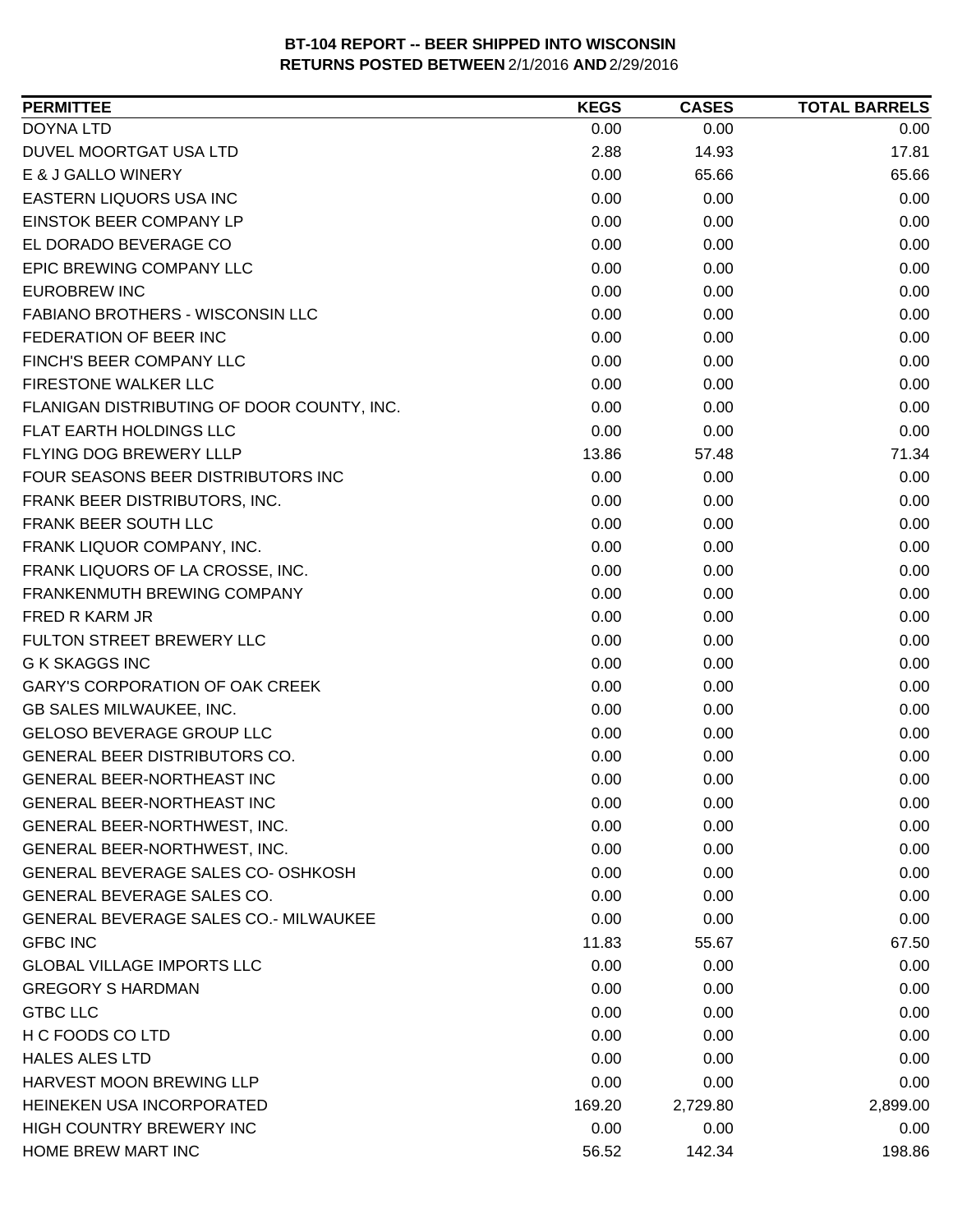**BT-104 REPORT -- BEER SHIPPED INTO WISCONSIN**
**RETURNS POSTED BETWEEN** 2/1/2016 **AND** 2/29/2016

| PERMITTEE | KEGS | CASES | TOTAL BARRELS |
|---|---|---|---|
| DOYNA LTD | 0.00 | 0.00 | 0.00 |
| DUVEL MOORTGAT USA LTD | 2.88 | 14.93 | 17.81 |
| E & J GALLO WINERY | 0.00 | 65.66 | 65.66 |
| EASTERN LIQUORS USA INC | 0.00 | 0.00 | 0.00 |
| EINSTOK BEER COMPANY LP | 0.00 | 0.00 | 0.00 |
| EL DORADO BEVERAGE CO | 0.00 | 0.00 | 0.00 |
| EPIC BREWING COMPANY LLC | 0.00 | 0.00 | 0.00 |
| EUROBREW INC | 0.00 | 0.00 | 0.00 |
| FABIANO BROTHERS - WISCONSIN LLC | 0.00 | 0.00 | 0.00 |
| FEDERATION OF BEER INC | 0.00 | 0.00 | 0.00 |
| FINCH'S BEER COMPANY LLC | 0.00 | 0.00 | 0.00 |
| FIRESTONE WALKER LLC | 0.00 | 0.00 | 0.00 |
| FLANIGAN DISTRIBUTING OF DOOR COUNTY, INC. | 0.00 | 0.00 | 0.00 |
| FLAT EARTH HOLDINGS LLC | 0.00 | 0.00 | 0.00 |
| FLYING DOG BREWERY LLLP | 13.86 | 57.48 | 71.34 |
| FOUR SEASONS BEER DISTRIBUTORS INC | 0.00 | 0.00 | 0.00 |
| FRANK BEER DISTRIBUTORS, INC. | 0.00 | 0.00 | 0.00 |
| FRANK BEER SOUTH LLC | 0.00 | 0.00 | 0.00 |
| FRANK LIQUOR COMPANY, INC. | 0.00 | 0.00 | 0.00 |
| FRANK LIQUORS OF LA CROSSE, INC. | 0.00 | 0.00 | 0.00 |
| FRANKENMUTH BREWING COMPANY | 0.00 | 0.00 | 0.00 |
| FRED R KARM JR | 0.00 | 0.00 | 0.00 |
| FULTON STREET BREWERY LLC | 0.00 | 0.00 | 0.00 |
| G K SKAGGS INC | 0.00 | 0.00 | 0.00 |
| GARY'S CORPORATION OF OAK CREEK | 0.00 | 0.00 | 0.00 |
| GB SALES MILWAUKEE, INC. | 0.00 | 0.00 | 0.00 |
| GELOSO BEVERAGE GROUP LLC | 0.00 | 0.00 | 0.00 |
| GENERAL BEER DISTRIBUTORS CO. | 0.00 | 0.00 | 0.00 |
| GENERAL BEER-NORTHEAST INC | 0.00 | 0.00 | 0.00 |
| GENERAL BEER-NORTHEAST INC | 0.00 | 0.00 | 0.00 |
| GENERAL BEER-NORTHWEST, INC. | 0.00 | 0.00 | 0.00 |
| GENERAL BEER-NORTHWEST, INC. | 0.00 | 0.00 | 0.00 |
| GENERAL BEVERAGE SALES CO- OSHKOSH | 0.00 | 0.00 | 0.00 |
| GENERAL BEVERAGE SALES CO. | 0.00 | 0.00 | 0.00 |
| GENERAL BEVERAGE SALES CO.- MILWAUKEE | 0.00 | 0.00 | 0.00 |
| GFBC INC | 11.83 | 55.67 | 67.50 |
| GLOBAL VILLAGE IMPORTS LLC | 0.00 | 0.00 | 0.00 |
| GREGORY S HARDMAN | 0.00 | 0.00 | 0.00 |
| GTBC LLC | 0.00 | 0.00 | 0.00 |
| H C FOODS CO LTD | 0.00 | 0.00 | 0.00 |
| HALES ALES LTD | 0.00 | 0.00 | 0.00 |
| HARVEST MOON BREWING LLP | 0.00 | 0.00 | 0.00 |
| HEINEKEN USA INCORPORATED | 169.20 | 2,729.80 | 2,899.00 |
| HIGH COUNTRY BREWERY INC | 0.00 | 0.00 | 0.00 |
| HOME BREW MART INC | 56.52 | 142.34 | 198.86 |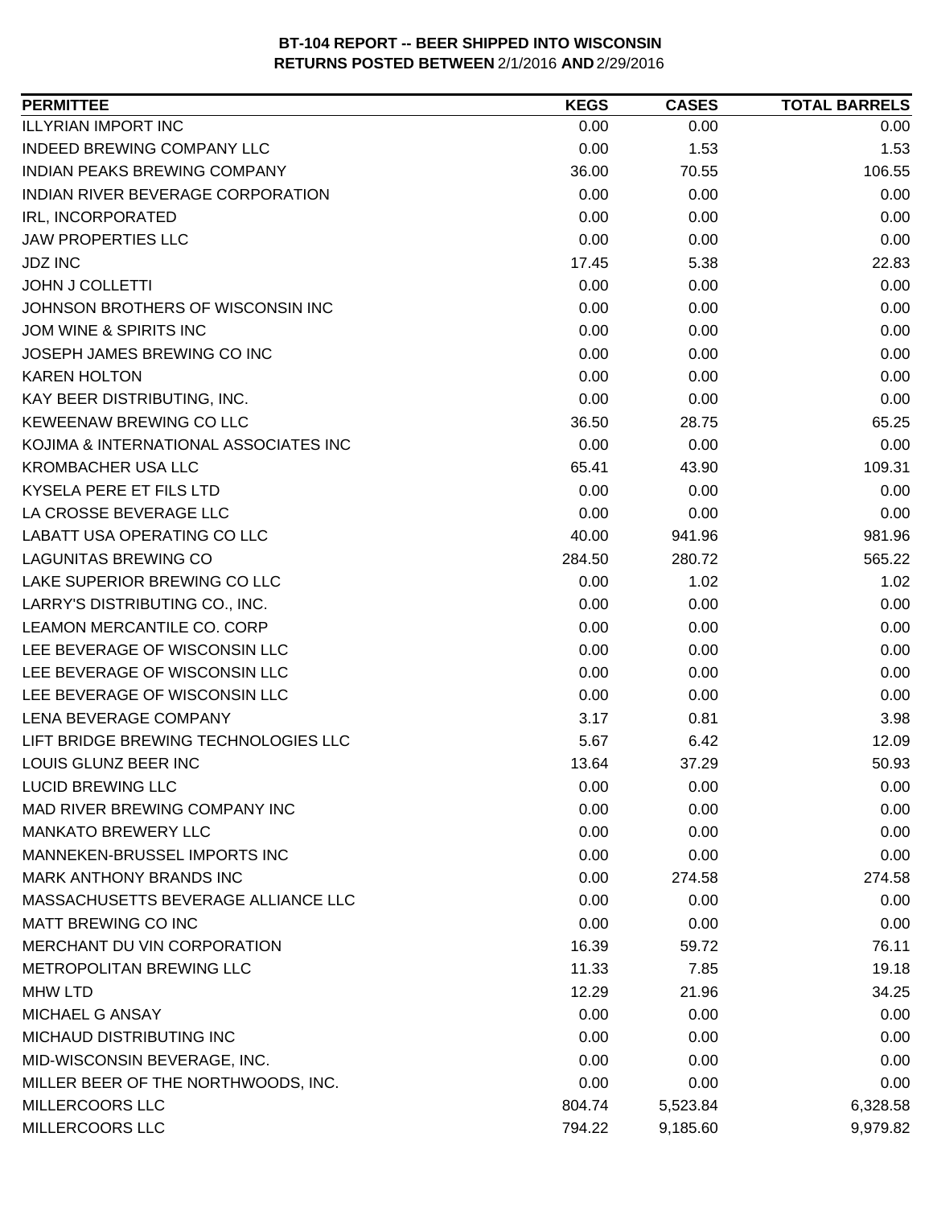**BT-104 REPORT -- BEER SHIPPED INTO WISCONSIN**
**RETURNS POSTED BETWEEN** 2/1/2016 **AND** 2/29/2016

| PERMITTEE | KEGS | CASES | TOTAL BARRELS |
|---|---|---|---|
| ILLYRIAN IMPORT INC | 0.00 | 0.00 | 0.00 |
| INDEED BREWING COMPANY LLC | 0.00 | 1.53 | 1.53 |
| INDIAN PEAKS BREWING COMPANY | 36.00 | 70.55 | 106.55 |
| INDIAN RIVER BEVERAGE CORPORATION | 0.00 | 0.00 | 0.00 |
| IRL, INCORPORATED | 0.00 | 0.00 | 0.00 |
| JAW PROPERTIES LLC | 0.00 | 0.00 | 0.00 |
| JDZ INC | 17.45 | 5.38 | 22.83 |
| JOHN J COLLETTI | 0.00 | 0.00 | 0.00 |
| JOHNSON BROTHERS OF WISCONSIN INC | 0.00 | 0.00 | 0.00 |
| JOM WINE & SPIRITS INC | 0.00 | 0.00 | 0.00 |
| JOSEPH JAMES BREWING CO INC | 0.00 | 0.00 | 0.00 |
| KAREN HOLTON | 0.00 | 0.00 | 0.00 |
| KAY BEER DISTRIBUTING, INC. | 0.00 | 0.00 | 0.00 |
| KEWEENAW BREWING CO LLC | 36.50 | 28.75 | 65.25 |
| KOJIMA & INTERNATIONAL ASSOCIATES INC | 0.00 | 0.00 | 0.00 |
| KROMBACHER USA LLC | 65.41 | 43.90 | 109.31 |
| KYSELA PERE ET FILS LTD | 0.00 | 0.00 | 0.00 |
| LA CROSSE BEVERAGE LLC | 0.00 | 0.00 | 0.00 |
| LABATT USA OPERATING CO LLC | 40.00 | 941.96 | 981.96 |
| LAGUNITAS BREWING CO | 284.50 | 280.72 | 565.22 |
| LAKE SUPERIOR BREWING CO LLC | 0.00 | 1.02 | 1.02 |
| LARRY'S DISTRIBUTING CO., INC. | 0.00 | 0.00 | 0.00 |
| LEAMON MERCANTILE CO. CORP | 0.00 | 0.00 | 0.00 |
| LEE BEVERAGE OF WISCONSIN LLC | 0.00 | 0.00 | 0.00 |
| LEE BEVERAGE OF WISCONSIN LLC | 0.00 | 0.00 | 0.00 |
| LEE BEVERAGE OF WISCONSIN LLC | 0.00 | 0.00 | 0.00 |
| LENA BEVERAGE COMPANY | 3.17 | 0.81 | 3.98 |
| LIFT BRIDGE BREWING TECHNOLOGIES LLC | 5.67 | 6.42 | 12.09 |
| LOUIS GLUNZ BEER INC | 13.64 | 37.29 | 50.93 |
| LUCID BREWING LLC | 0.00 | 0.00 | 0.00 |
| MAD RIVER BREWING COMPANY INC | 0.00 | 0.00 | 0.00 |
| MANKATO BREWERY LLC | 0.00 | 0.00 | 0.00 |
| MANNEKEN-BRUSSEL IMPORTS INC | 0.00 | 0.00 | 0.00 |
| MARK ANTHONY BRANDS INC | 0.00 | 274.58 | 274.58 |
| MASSACHUSETTS BEVERAGE ALLIANCE LLC | 0.00 | 0.00 | 0.00 |
| MATT BREWING CO INC | 0.00 | 0.00 | 0.00 |
| MERCHANT DU VIN CORPORATION | 16.39 | 59.72 | 76.11 |
| METROPOLITAN BREWING LLC | 11.33 | 7.85 | 19.18 |
| MHW LTD | 12.29 | 21.96 | 34.25 |
| MICHAEL G ANSAY | 0.00 | 0.00 | 0.00 |
| MICHAUD DISTRIBUTING INC | 0.00 | 0.00 | 0.00 |
| MID-WISCONSIN BEVERAGE, INC. | 0.00 | 0.00 | 0.00 |
| MILLER BEER OF THE NORTHWOODS, INC. | 0.00 | 0.00 | 0.00 |
| MILLERCOORS LLC | 804.74 | 5,523.84 | 6,328.58 |
| MILLERCOORS LLC | 794.22 | 9,185.60 | 9,979.82 |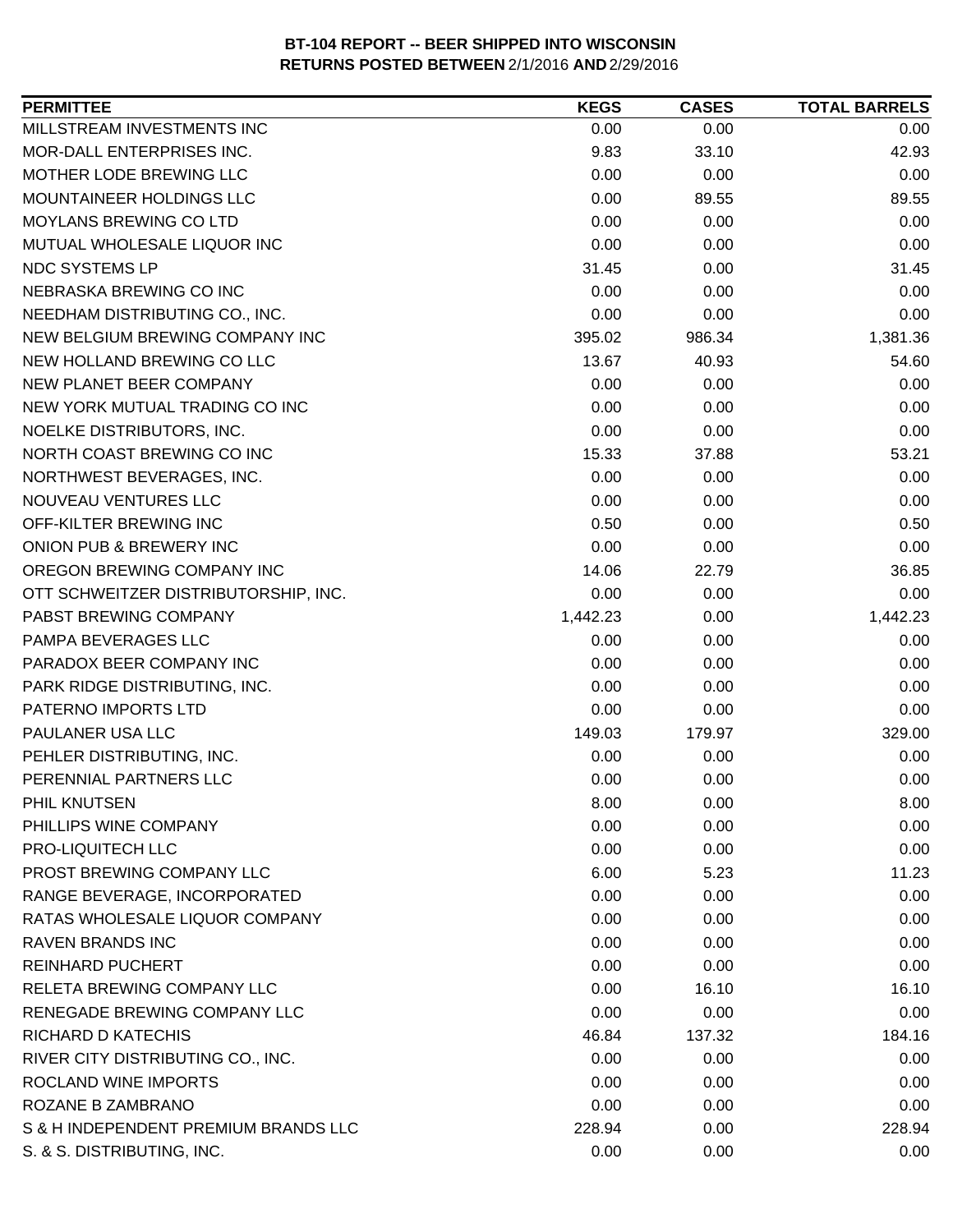**BT-104 REPORT -- BEER SHIPPED INTO WISCONSIN**
**RETURNS POSTED BETWEEN** 2/1/2016 **AND** 2/29/2016

| PERMITTEE | KEGS | CASES | TOTAL BARRELS |
|---|---|---|---|
| MILLSTREAM INVESTMENTS INC | 0.00 | 0.00 | 0.00 |
| MOR-DALL ENTERPRISES INC. | 9.83 | 33.10 | 42.93 |
| MOTHER LODE BREWING LLC | 0.00 | 0.00 | 0.00 |
| MOUNTAINEER HOLDINGS LLC | 0.00 | 89.55 | 89.55 |
| MOYLANS BREWING CO LTD | 0.00 | 0.00 | 0.00 |
| MUTUAL WHOLESALE LIQUOR INC | 0.00 | 0.00 | 0.00 |
| NDC SYSTEMS LP | 31.45 | 0.00 | 31.45 |
| NEBRASKA BREWING CO INC | 0.00 | 0.00 | 0.00 |
| NEEDHAM DISTRIBUTING CO., INC. | 0.00 | 0.00 | 0.00 |
| NEW BELGIUM BREWING COMPANY INC | 395.02 | 986.34 | 1,381.36 |
| NEW HOLLAND BREWING CO LLC | 13.67 | 40.93 | 54.60 |
| NEW PLANET BEER COMPANY | 0.00 | 0.00 | 0.00 |
| NEW YORK MUTUAL TRADING CO INC | 0.00 | 0.00 | 0.00 |
| NOELKE DISTRIBUTORS, INC. | 0.00 | 0.00 | 0.00 |
| NORTH COAST BREWING CO INC | 15.33 | 37.88 | 53.21 |
| NORTHWEST BEVERAGES, INC. | 0.00 | 0.00 | 0.00 |
| NOUVEAU VENTURES LLC | 0.00 | 0.00 | 0.00 |
| OFF-KILTER BREWING INC | 0.50 | 0.00 | 0.50 |
| ONION PUB & BREWERY INC | 0.00 | 0.00 | 0.00 |
| OREGON BREWING COMPANY INC | 14.06 | 22.79 | 36.85 |
| OTT SCHWEITZER DISTRIBUTORSHIP, INC. | 0.00 | 0.00 | 0.00 |
| PABST BREWING COMPANY | 1,442.23 | 0.00 | 1,442.23 |
| PAMPA BEVERAGES LLC | 0.00 | 0.00 | 0.00 |
| PARADOX BEER COMPANY INC | 0.00 | 0.00 | 0.00 |
| PARK RIDGE DISTRIBUTING, INC. | 0.00 | 0.00 | 0.00 |
| PATERNO IMPORTS LTD | 0.00 | 0.00 | 0.00 |
| PAULANER USA LLC | 149.03 | 179.97 | 329.00 |
| PEHLER DISTRIBUTING, INC. | 0.00 | 0.00 | 0.00 |
| PERENNIAL PARTNERS LLC | 0.00 | 0.00 | 0.00 |
| PHIL KNUTSEN | 8.00 | 0.00 | 8.00 |
| PHILLIPS WINE COMPANY | 0.00 | 0.00 | 0.00 |
| PRO-LIQUITECH LLC | 0.00 | 0.00 | 0.00 |
| PROST BREWING COMPANY LLC | 6.00 | 5.23 | 11.23 |
| RANGE BEVERAGE, INCORPORATED | 0.00 | 0.00 | 0.00 |
| RATAS WHOLESALE LIQUOR COMPANY | 0.00 | 0.00 | 0.00 |
| RAVEN BRANDS INC | 0.00 | 0.00 | 0.00 |
| REINHARD PUCHERT | 0.00 | 0.00 | 0.00 |
| RELETA BREWING COMPANY LLC | 0.00 | 16.10 | 16.10 |
| RENEGADE BREWING COMPANY LLC | 0.00 | 0.00 | 0.00 |
| RICHARD D KATECHIS | 46.84 | 137.32 | 184.16 |
| RIVER CITY DISTRIBUTING CO., INC. | 0.00 | 0.00 | 0.00 |
| ROCLAND WINE IMPORTS | 0.00 | 0.00 | 0.00 |
| ROZANE B ZAMBRANO | 0.00 | 0.00 | 0.00 |
| S & H INDEPENDENT PREMIUM BRANDS LLC | 228.94 | 0.00 | 228.94 |
| S. & S. DISTRIBUTING, INC. | 0.00 | 0.00 | 0.00 |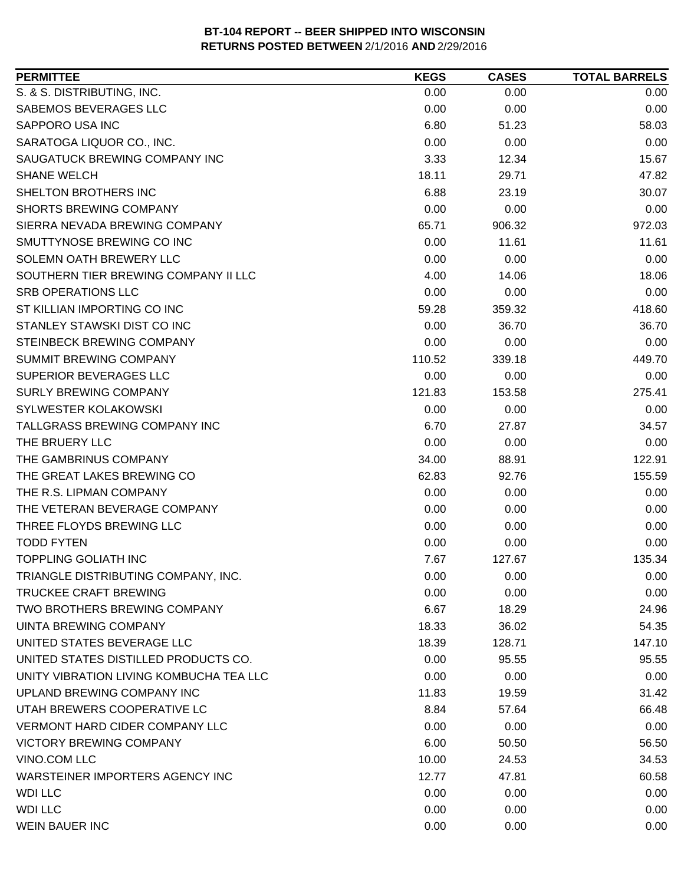**BT-104 REPORT -- BEER SHIPPED INTO WISCONSIN**
**RETURNS POSTED BETWEEN** 2/1/2016 **AND** 2/29/2016

| PERMITTEE | KEGS | CASES | TOTAL BARRELS |
|---|---|---|---|
| S. & S. DISTRIBUTING, INC. | 0.00 | 0.00 | 0.00 |
| SABEMOS BEVERAGES LLC | 0.00 | 0.00 | 0.00 |
| SAPPORO USA INC | 6.80 | 51.23 | 58.03 |
| SARATOGA LIQUOR CO., INC. | 0.00 | 0.00 | 0.00 |
| SAUGATUCK BREWING COMPANY INC | 3.33 | 12.34 | 15.67 |
| SHANE WELCH | 18.11 | 29.71 | 47.82 |
| SHELTON BROTHERS INC | 6.88 | 23.19 | 30.07 |
| SHORTS BREWING COMPANY | 0.00 | 0.00 | 0.00 |
| SIERRA NEVADA BREWING COMPANY | 65.71 | 906.32 | 972.03 |
| SMUTTYNOSE BREWING CO INC | 0.00 | 11.61 | 11.61 |
| SOLEMN OATH BREWERY LLC | 0.00 | 0.00 | 0.00 |
| SOUTHERN TIER BREWING COMPANY II LLC | 4.00 | 14.06 | 18.06 |
| SRB OPERATIONS LLC | 0.00 | 0.00 | 0.00 |
| ST KILLIAN IMPORTING CO INC | 59.28 | 359.32 | 418.60 |
| STANLEY STAWSKI DIST CO INC | 0.00 | 36.70 | 36.70 |
| STEINBECK BREWING COMPANY | 0.00 | 0.00 | 0.00 |
| SUMMIT BREWING COMPANY | 110.52 | 339.18 | 449.70 |
| SUPERIOR BEVERAGES LLC | 0.00 | 0.00 | 0.00 |
| SURLY BREWING COMPANY | 121.83 | 153.58 | 275.41 |
| SYLWESTER KOLAKOWSKI | 0.00 | 0.00 | 0.00 |
| TALLGRASS BREWING COMPANY INC | 6.70 | 27.87 | 34.57 |
| THE BRUERY LLC | 0.00 | 0.00 | 0.00 |
| THE GAMBRINUS COMPANY | 34.00 | 88.91 | 122.91 |
| THE GREAT LAKES BREWING CO | 62.83 | 92.76 | 155.59 |
| THE R.S. LIPMAN COMPANY | 0.00 | 0.00 | 0.00 |
| THE VETERAN BEVERAGE COMPANY | 0.00 | 0.00 | 0.00 |
| THREE FLOYDS BREWING LLC | 0.00 | 0.00 | 0.00 |
| TODD FYTEN | 0.00 | 0.00 | 0.00 |
| TOPPLING GOLIATH INC | 7.67 | 127.67 | 135.34 |
| TRIANGLE DISTRIBUTING COMPANY, INC. | 0.00 | 0.00 | 0.00 |
| TRUCKEE CRAFT BREWING | 0.00 | 0.00 | 0.00 |
| TWO BROTHERS BREWING COMPANY | 6.67 | 18.29 | 24.96 |
| UINTA BREWING COMPANY | 18.33 | 36.02 | 54.35 |
| UNITED STATES BEVERAGE LLC | 18.39 | 128.71 | 147.10 |
| UNITED STATES DISTILLED PRODUCTS CO. | 0.00 | 95.55 | 95.55 |
| UNITY VIBRATION LIVING KOMBUCHA TEA LLC | 0.00 | 0.00 | 0.00 |
| UPLAND BREWING COMPANY INC | 11.83 | 19.59 | 31.42 |
| UTAH BREWERS COOPERATIVE LC | 8.84 | 57.64 | 66.48 |
| VERMONT HARD CIDER COMPANY LLC | 0.00 | 0.00 | 0.00 |
| VICTORY BREWING COMPANY | 6.00 | 50.50 | 56.50 |
| VINO.COM LLC | 10.00 | 24.53 | 34.53 |
| WARSTEINER IMPORTERS AGENCY INC | 12.77 | 47.81 | 60.58 |
| WDI LLC | 0.00 | 0.00 | 0.00 |
| WDI LLC | 0.00 | 0.00 | 0.00 |
| WEIN BAUER INC | 0.00 | 0.00 | 0.00 |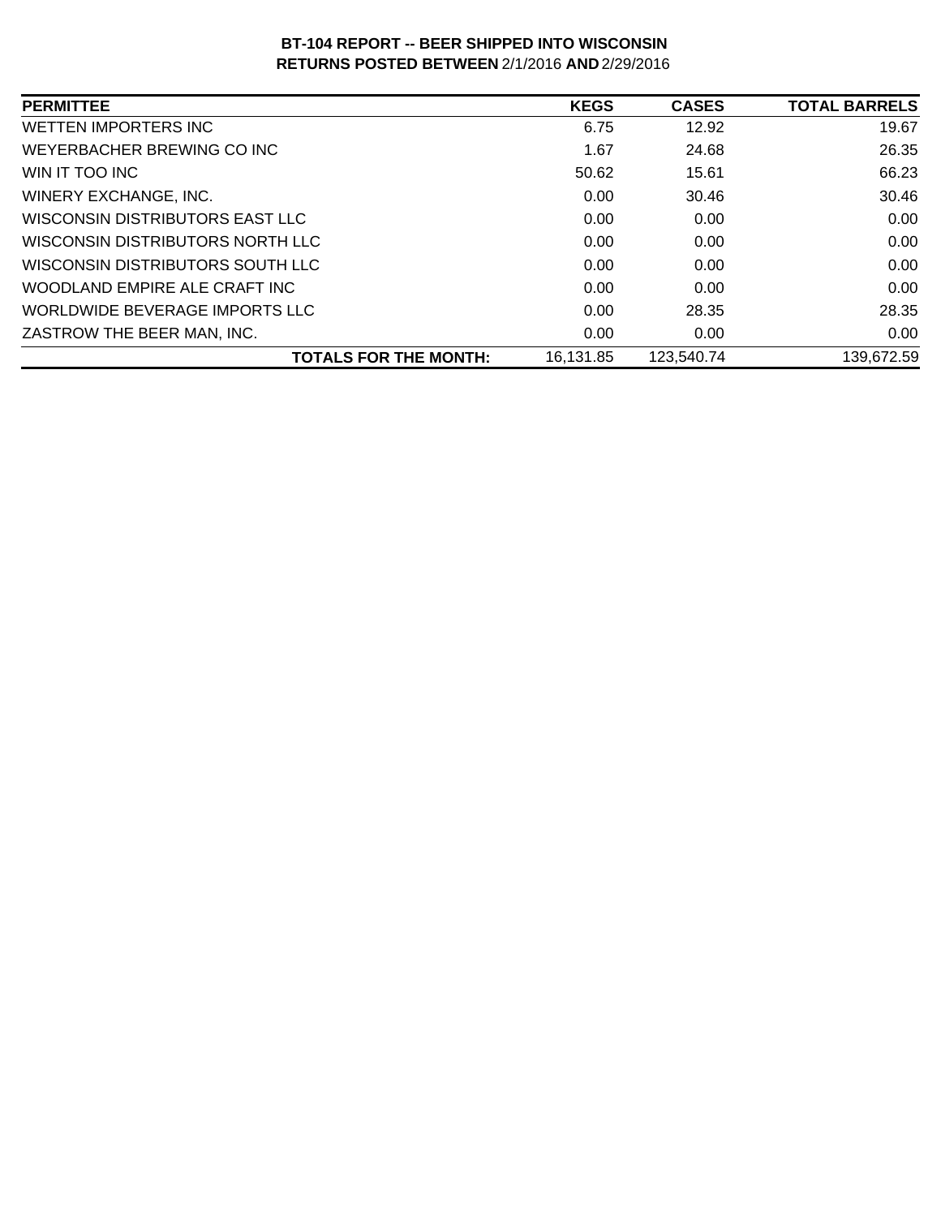**BT-104 REPORT -- BEER SHIPPED INTO WISCONSIN**
**RETURNS POSTED BETWEEN** 2/1/2016 **AND** 2/29/2016

| PERMITTEE | KEGS | CASES | TOTAL BARRELS |
|---|---|---|---|
| WETTEN IMPORTERS INC | 6.75 | 12.92 | 19.67 |
| WEYERBACHER BREWING CO INC | 1.67 | 24.68 | 26.35 |
| WIN IT TOO INC | 50.62 | 15.61 | 66.23 |
| WINERY EXCHANGE, INC. | 0.00 | 30.46 | 30.46 |
| WISCONSIN DISTRIBUTORS EAST LLC | 0.00 | 0.00 | 0.00 |
| WISCONSIN DISTRIBUTORS NORTH LLC | 0.00 | 0.00 | 0.00 |
| WISCONSIN DISTRIBUTORS SOUTH LLC | 0.00 | 0.00 | 0.00 |
| WOODLAND EMPIRE ALE CRAFT INC | 0.00 | 0.00 | 0.00 |
| WORLDWIDE BEVERAGE IMPORTS LLC | 0.00 | 28.35 | 28.35 |
| ZASTROW THE BEER MAN, INC. | 0.00 | 0.00 | 0.00 |
| **TOTALS FOR THE MONTH:** | 16,131.85 | 123,540.74 | 139,672.59 |